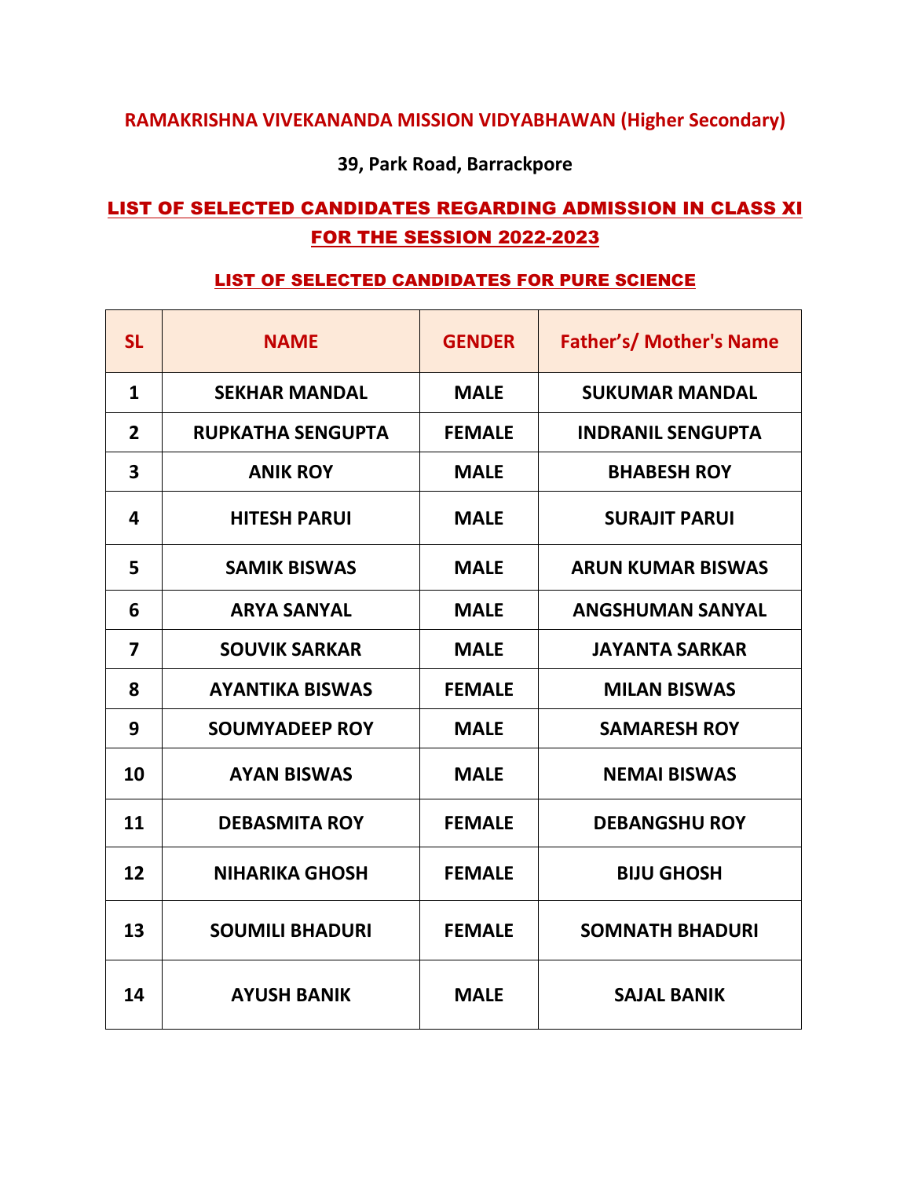# RAMAKRISHNA VIVEKANANDA MISSION VIDYABHAWAN (Higher Secondary)

**39, Park Road, Barrackpore**

## LIST OF SELECTED CANDIDATES REGARDING ADMISSION IN CLASS XI FOR THE SESSION 2022-2023

### LIST OF SELECTED CANDIDATES FOR PURE SCIENCE

| SL | NAME | GENDER | Father's/ Mother's Name |
|---|---|---|---|
| 1 | SEKHAR MANDAL | MALE | SUKUMAR MANDAL |
| 2 | RUPKATHA SENGUPTA | FEMALE | INDRANIL SENGUPTA |
| 3 | ANIK ROY | MALE | BHABESH ROY |
| 4 | HITESH PARUI | MALE | SURAJIT PARUI |
| 5 | SAMIK BISWAS | MALE | ARUN KUMAR BISWAS |
| 6 | ARYA SANYAL | MALE | ANGSHUMAN SANYAL |
| 7 | SOUVIK SARKAR | MALE | JAYANTA SARKAR |
| 8 | AYANTIKA BISWAS | FEMALE | MILAN BISWAS |
| 9 | SOUMYADEEP ROY | MALE | SAMARESH ROY |
| 10 | AYAN BISWAS | MALE | NEMAI BISWAS |
| 11 | DEBASMITA ROY | FEMALE | DEBANGSHU ROY |
| 12 | NIHARIKA GHOSH | FEMALE | BIJU GHOSH |
| 13 | SOUMILI BHADURI | FEMALE | SOMNATH BHADURI |
| 14 | AYUSH BANIK | MALE | SAJAL BANIK |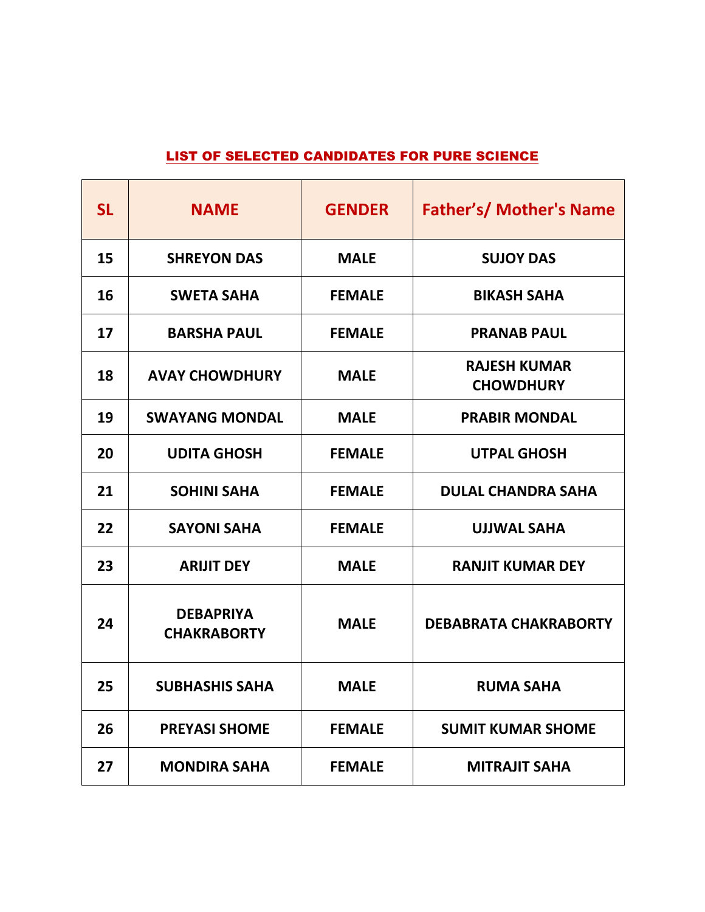## LIST OF SELECTED CANDIDATES FOR PURE SCIENCE

| SL | NAME | GENDER | Father's/ Mother's Name |
|---|---|---|---|
| 15 | SHREYON DAS | MALE | SUJOY DAS |
| 16 | SWETA SAHA | FEMALE | BIKASH SAHA |
| 17 | BARSHA PAUL | FEMALE | PRANAB PAUL |
| 18 | AVAY CHOWDHURY | MALE | RAJESH KUMAR CHOWDHURY |
| 19 | SWAYANG MONDAL | MALE | PRABIR MONDAL |
| 20 | UDITA GHOSH | FEMALE | UTPAL GHOSH |
| 21 | SOHINI SAHA | FEMALE | DULAL CHANDRA SAHA |
| 22 | SAYONI SAHA | FEMALE | UJJWAL SAHA |
| 23 | ARIJIT DEY | MALE | RANJIT KUMAR DEY |
| 24 | DEBAPRIYA CHAKRABORTY | MALE | DEBABRATA CHAKRABORTY |
| 25 | SUBHASHIS SAHA | MALE | RUMA SAHA |
| 26 | PREYASI SHOME | FEMALE | SUMIT KUMAR SHOME |
| 27 | MONDIRA SAHA | FEMALE | MITRAJIT SAHA |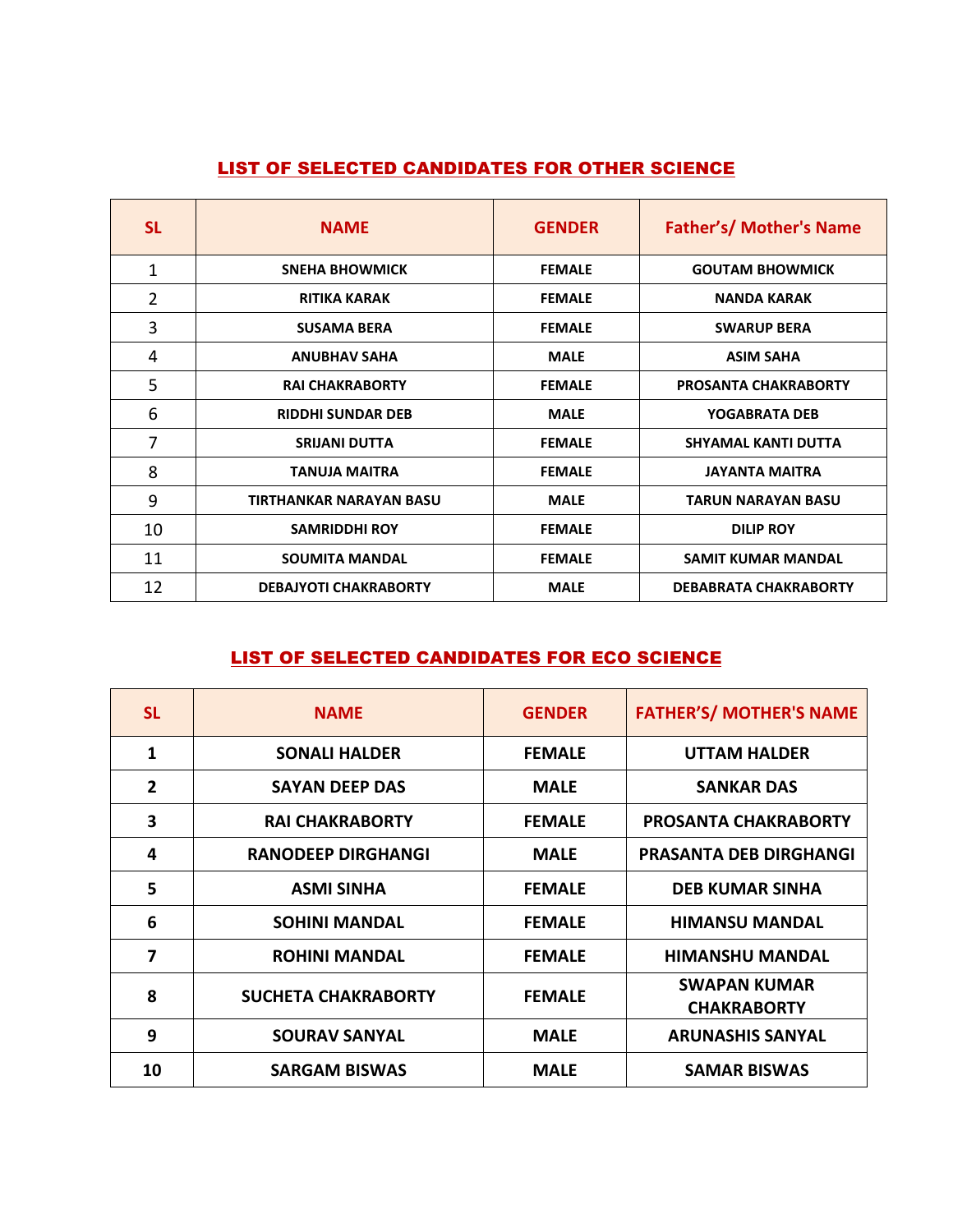## LIST OF SELECTED CANDIDATES FOR OTHER SCIENCE

| SL | NAME | GENDER | Father's/ Mother's Name |
|---|---|---|---|
| 1 | SNEHA BHOWMICK | FEMALE | GOUTAM BHOWMICK |
| 2 | RITIKA KARAK | FEMALE | NANDA KARAK |
| 3 | SUSAMA BERA | FEMALE | SWARUP BERA |
| 4 | ANUBHAV SAHA | MALE | ASIM SAHA |
| 5 | RAI CHAKRABORTY | FEMALE | PROSANTA CHAKRABORTY |
| 6 | RIDDHI SUNDAR DEB | MALE | YOGABRATA DEB |
| 7 | SRIJANI DUTTA | FEMALE | SHYAMAL KANTI DUTTA |
| 8 | TANUJA MAITRA | FEMALE | JAYANTA MAITRA |
| 9 | TIRTHANKAR NARAYAN BASU | MALE | TARUN NARAYAN BASU |
| 10 | SAMRIDDHI ROY | FEMALE | DILIP ROY |
| 11 | SOUMITA MANDAL | FEMALE | SAMIT KUMAR MANDAL |
| 12 | DEBAJYOTI CHAKRABORTY | MALE | DEBABRATA CHAKRABORTY |

## LIST OF SELECTED CANDIDATES FOR ECO SCIENCE

| SL | NAME | GENDER | FATHER'S/ MOTHER'S NAME |
|---|---|---|---|
| 1 | SONALI HALDER | FEMALE | UTTAM HALDER |
| 2 | SAYAN DEEP DAS | MALE | SANKAR DAS |
| 3 | RAI CHAKRABORTY | FEMALE | PROSANTA CHAKRABORTY |
| 4 | RANODEEP DIRGHANGI | MALE | PRASANTA DEB DIRGHANGI |
| 5 | ASMI SINHA | FEMALE | DEB KUMAR SINHA |
| 6 | SOHINI MANDAL | FEMALE | HIMANSU MANDAL |
| 7 | ROHINI MANDAL | FEMALE | HIMANSHU MANDAL |
| 8 | SUCHETA CHAKRABORTY | FEMALE | SWAPAN KUMAR CHAKRABORTY |
| 9 | SOURAV SANYAL | MALE | ARUNASHIS SANYAL |
| 10 | SARGAM BISWAS | MALE | SAMAR BISWAS |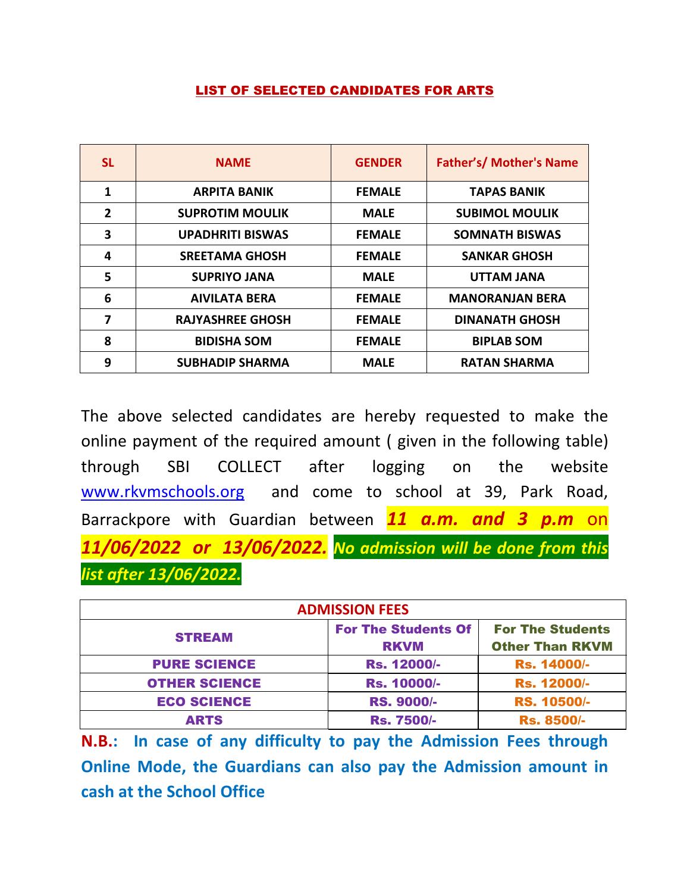## LIST OF SELECTED CANDIDATES FOR ARTS

| SL | NAME | GENDER | Father's/ Mother's Name |
|---|---|---|---|
| 1 | ARPITA BANIK | FEMALE | TAPAS BANIK |
| 2 | SUPROTIM MOULIK | MALE | SUBIMOL MOULIK |
| 3 | UPADHRITI BISWAS | FEMALE | SOMNATH BISWAS |
| 4 | SREETAMA GHOSH | FEMALE | SANKAR GHOSH |
| 5 | SUPRIYO JANA | MALE | UTTAM JANA |
| 6 | AIVILATA BERA | FEMALE | MANORANJAN BERA |
| 7 | RAJYASHREE GHOSH | FEMALE | DINANATH GHOSH |
| 8 | BIDISHA SOM | FEMALE | BIPLAB SOM |
| 9 | SUBHADIP SHARMA | MALE | RATAN SHARMA |

The above selected candidates are hereby requested to make the online payment of the required amount ( given in the following table) through SBI COLLECT after logging on the website www.rkvmschools.org and come to school at 39, Park Road, Barrackpore with Guardian between ***11 a.m. and 3 p.m*** on ***11/06/2022 or 13/06/2022.*** ***No admission will be done from this list after 13/06/2022.***

| ADMISSION FEES | | |
|---|---|---|
| **STREAM** | **For The Students Of RKVM** | **For The Students Other Than RKVM** |
| **PURE SCIENCE** | **Rs. 12000/-** | **Rs. 14000/-** |
| **OTHER SCIENCE** | **Rs. 10000/-** | **Rs. 12000/-** |
| **ECO SCIENCE** | **RS. 9000/-** | **RS. 10500/-** |
| **ARTS** | **Rs. 7500/-** | **Rs. 8500/-** |

**N.B.: In case of any difficulty to pay the Admission Fees through Online Mode, the Guardians can also pay the Admission amount in cash at the School Office**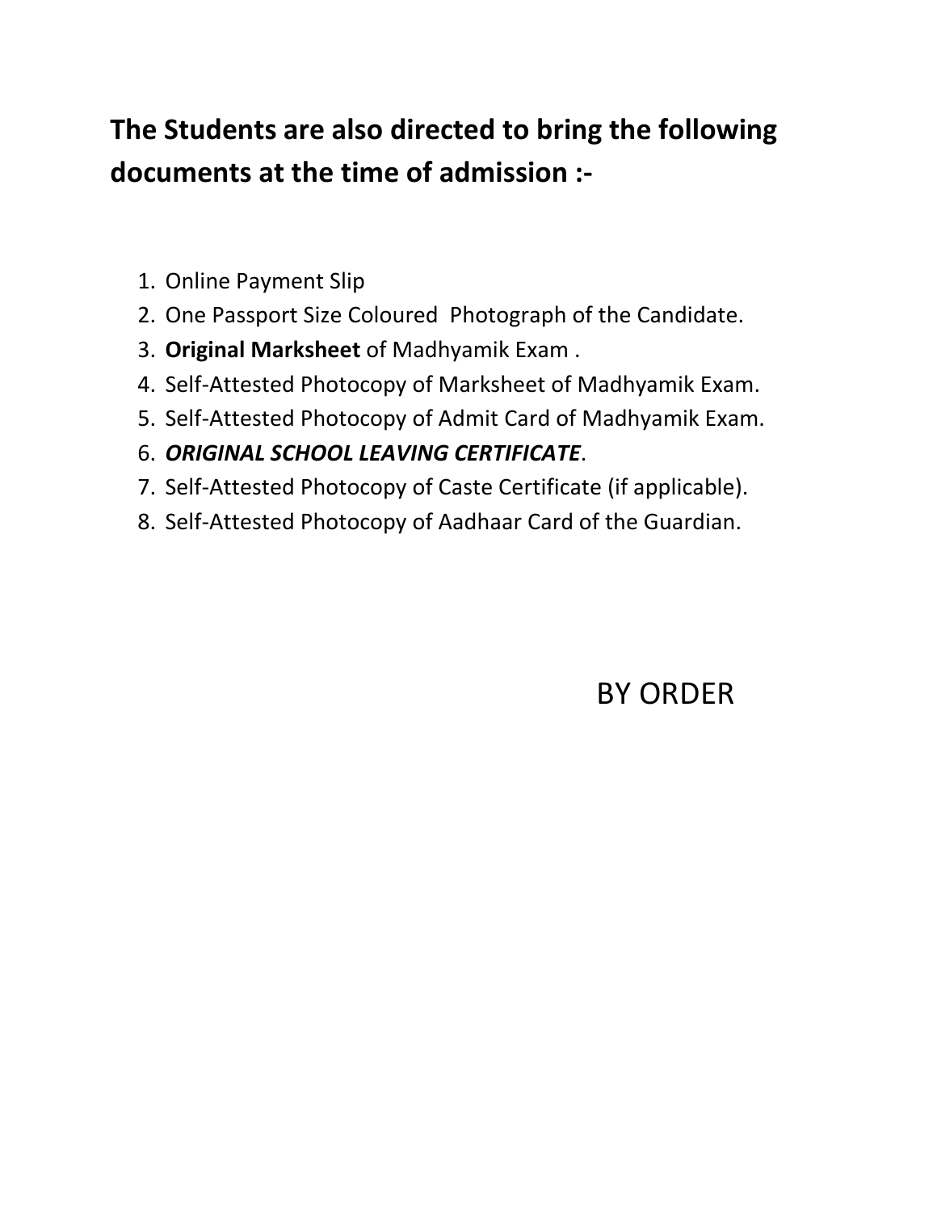**The Students are also directed to bring the following documents at the time of admission :-**

1. Online Payment Slip
2. One Passport Size Coloured Photograph of the Candidate.
3. **Original Marksheet** of Madhyamik Exam .
4. Self-Attested Photocopy of Marksheet of Madhyamik Exam.
5. Self-Attested Photocopy of Admit Card of Madhyamik Exam.
6. ***ORIGINAL SCHOOL LEAVING CERTIFICATE***.
7. Self-Attested Photocopy of Caste Certificate (if applicable).
8. Self-Attested Photocopy of Aadhaar Card of the Guardian.

BY ORDER